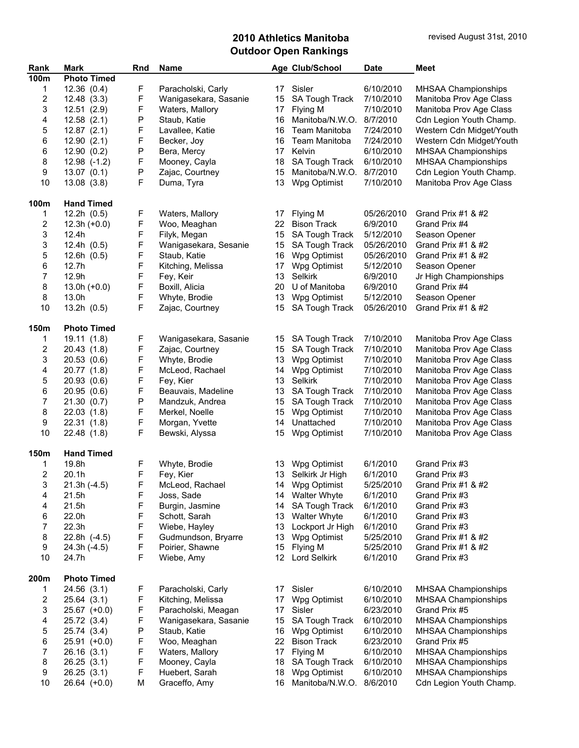# 2010 Athletics Manitoba
# Outdoor Open Rankings

revised August 31st, 2010

| Rank | Mark | Rnd | Name | Age | Club/School | Date | Meet |
|---|---|---|---|---|---|---|---|
| **100m** | **Photo Timed** | | | | | | |
| 1 | 12.36 (0.4) | F | Paracholski, Carly | 17 | Sisler | 6/10/2010 | MHSAA Championships |
| 2 | 12.48 (3.3) | F | Wanigasekara, Sasanie | 15 | SA Tough Track | 7/10/2010 | Manitoba Prov Age Class |
| 3 | 12.51 (2.9) | F | Waters, Mallory | 17 | Flying M | 7/10/2010 | Manitoba Prov Age Class |
| 4 | 12.58 (2.1) | P | Staub, Katie | 16 | Manitoba/N.W.O. | 8/7/2010 | Cdn Legion Youth Champ. |
| 5 | 12.87 (2.1) | F | Lavallee, Katie | 16 | Team Manitoba | 7/24/2010 | Western Cdn Midget/Youth |
| 6 | 12.90 (2.1) | F | Becker, Joy | 16 | Team Manitoba | 7/24/2010 | Western Cdn Midget/Youth |
| 6 | 12.90 (0.2) | P | Bera, Mercy | 17 | Kelvin | 6/10/2010 | MHSAA Championships |
| 8 | 12.98 (-1.2) | F | Mooney, Cayla | 18 | SA Tough Track | 6/10/2010 | MHSAA Championships |
| 9 | 13.07 (0.1) | P | Zajac, Courtney | 15 | Manitoba/N.W.O. | 8/7/2010 | Cdn Legion Youth Champ. |
| 10 | 13.08 (3.8) | F | Duma, Tyra | 13 | Wpg Optimist | 7/10/2010 | Manitoba Prov Age Class |
| **100m** | **Hand Timed** | | | | | | |
| 1 | 12.2h (0.5) | F | Waters, Mallory | 17 | Flying M | 05/26/2010 | Grand Prix #1 & #2 |
| 2 | 12.3h (+0.0) | F | Woo, Meaghan | 22 | Bison Track | 6/9/2010 | Grand Prix #4 |
| 3 | 12.4h | F | Filyk, Megan | 15 | SA Tough Track | 5/12/2010 | Season Opener |
| 3 | 12.4h (0.5) | F | Wanigasekara, Sesanie | 15 | SA Tough Track | 05/26/2010 | Grand Prix #1 & #2 |
| 5 | 12.6h (0.5) | F | Staub, Katie | 16 | Wpg Optimist | 05/26/2010 | Grand Prix #1 & #2 |
| 6 | 12.7h | F | Kitching, Melissa | 17 | Wpg Optimist | 5/12/2010 | Season Opener |
| 7 | 12.9h | F | Fey, Keir | 13 | Selkirk | 6/9/2010 | Jr High Championships |
| 8 | 13.0h (+0.0) | F | Boxill, Alicia | 20 | U of Manitoba | 6/9/2010 | Grand Prix #4 |
| 8 | 13.0h | F | Whyte, Brodie | 13 | Wpg Optimist | 5/12/2010 | Season Opener |
| 10 | 13.2h (0.5) | F | Zajac, Courtney | 15 | SA Tough Track | 05/26/2010 | Grand Prix #1 & #2 |
| **150m** | **Photo Timed** | | | | | | |
| 1 | 19.11 (1.8) | F | Wanigasekara, Sasanie | 15 | SA Tough Track | 7/10/2010 | Manitoba Prov Age Class |
| 2 | 20.43 (1.8) | F | Zajac, Courtney | 15 | SA Tough Track | 7/10/2010 | Manitoba Prov Age Class |
| 3 | 20.53 (0.6) | F | Whyte, Brodie | 13 | Wpg Optimist | 7/10/2010 | Manitoba Prov Age Class |
| 4 | 20.77 (1.8) | F | McLeod, Rachael | 14 | Wpg Optimist | 7/10/2010 | Manitoba Prov Age Class |
| 5 | 20.93 (0.6) | F | Fey, Kier | 13 | Selkirk | 7/10/2010 | Manitoba Prov Age Class |
| 6 | 20.95 (0.6) | F | Beauvais, Madeline | 13 | SA Tough Track | 7/10/2010 | Manitoba Prov Age Class |
| 7 | 21.30 (0.7) | P | Mandzuk, Andrea | 15 | SA Tough Track | 7/10/2010 | Manitoba Prov Age Class |
| 8 | 22.03 (1.8) | F | Merkel, Noelle | 15 | Wpg Optimist | 7/10/2010 | Manitoba Prov Age Class |
| 9 | 22.31 (1.8) | F | Morgan, Yvette | 14 | Unattached | 7/10/2010 | Manitoba Prov Age Class |
| 10 | 22.48 (1.8) | F | Bewski, Alyssa | 15 | Wpg Optimist | 7/10/2010 | Manitoba Prov Age Class |
| **150m** | **Hand Timed** | | | | | | |
| 1 | 19.8h | F | Whyte, Brodie | 13 | Wpg Optimist | 6/1/2010 | Grand Prix #3 |
| 2 | 20.1h | F | Fey, Kier | 13 | Selkirk Jr High | 6/1/2010 | Grand Prix #3 |
| 3 | 21.3h (-4.5) | F | McLeod, Rachael | 14 | Wpg Optimist | 5/25/2010 | Grand Prix #1 & #2 |
| 4 | 21.5h | F | Joss, Sade | 14 | Walter Whyte | 6/1/2010 | Grand Prix #3 |
| 4 | 21.5h | F | Burgin, Jasmine | 14 | SA Tough Track | 6/1/2010 | Grand Prix #3 |
| 6 | 22.0h | F | Schott, Sarah | 13 | Walter Whyte | 6/1/2010 | Grand Prix #3 |
| 7 | 22.3h | F | Wiebe, Hayley | 13 | Lockport Jr High | 6/1/2010 | Grand Prix #3 |
| 8 | 22.8h (-4.5) | F | Gudmundson, Bryarre | 13 | Wpg Optimist | 5/25/2010 | Grand Prix #1 & #2 |
| 9 | 24.3h (-4.5) | F | Poirier, Shawne | 15 | Flying M | 5/25/2010 | Grand Prix #1 & #2 |
| 10 | 24.7h | F | Wiebe, Amy | 12 | Lord Selkirk | 6/1/2010 | Grand Prix #3 |
| **200m** | **Photo Timed** | | | | | | |
| 1 | 24.56 (3.1) | F | Paracholski, Carly | 17 | Sisler | 6/10/2010 | MHSAA Championships |
| 2 | 25.64 (3.1) | F | Kitching, Melissa | 17 | Wpg Optimist | 6/10/2010 | MHSAA Championships |
| 3 | 25.67 (+0.0) | F | Paracholski, Meagan | 17 | Sisler | 6/23/2010 | Grand Prix #5 |
| 4 | 25.72 (3.4) | F | Wanigasekara, Sasanie | 15 | SA Tough Track | 6/10/2010 | MHSAA Championships |
| 5 | 25.74 (3.4) | P | Staub, Katie | 16 | SA Tough Track | 6/10/2010 | MHSAA Championships |
| 6 | 25.91 (+0.0) | F | Woo, Meaghan | 22 | Bison Track | 6/23/2010 | Grand Prix #5 |
| 7 | 26.16 (3.1) | F | Waters, Mallory | 17 | Flying M | 6/10/2010 | MHSAA Championships |
| 8 | 26.25 (3.1) | F | Mooney, Cayla | 18 | SA Tough Track | 6/10/2010 | MHSAA Championships |
| 9 | 26.25 (3.1) | F | Huebert, Sarah | 18 | Wpg Optimist | 6/10/2010 | MHSAA Championships |
| 10 | 26.64 (+0.0) | M | Graceffo, Amy | 16 | Manitoba/N.W.O. | 8/6/2010 | Cdn Legion Youth Champ. |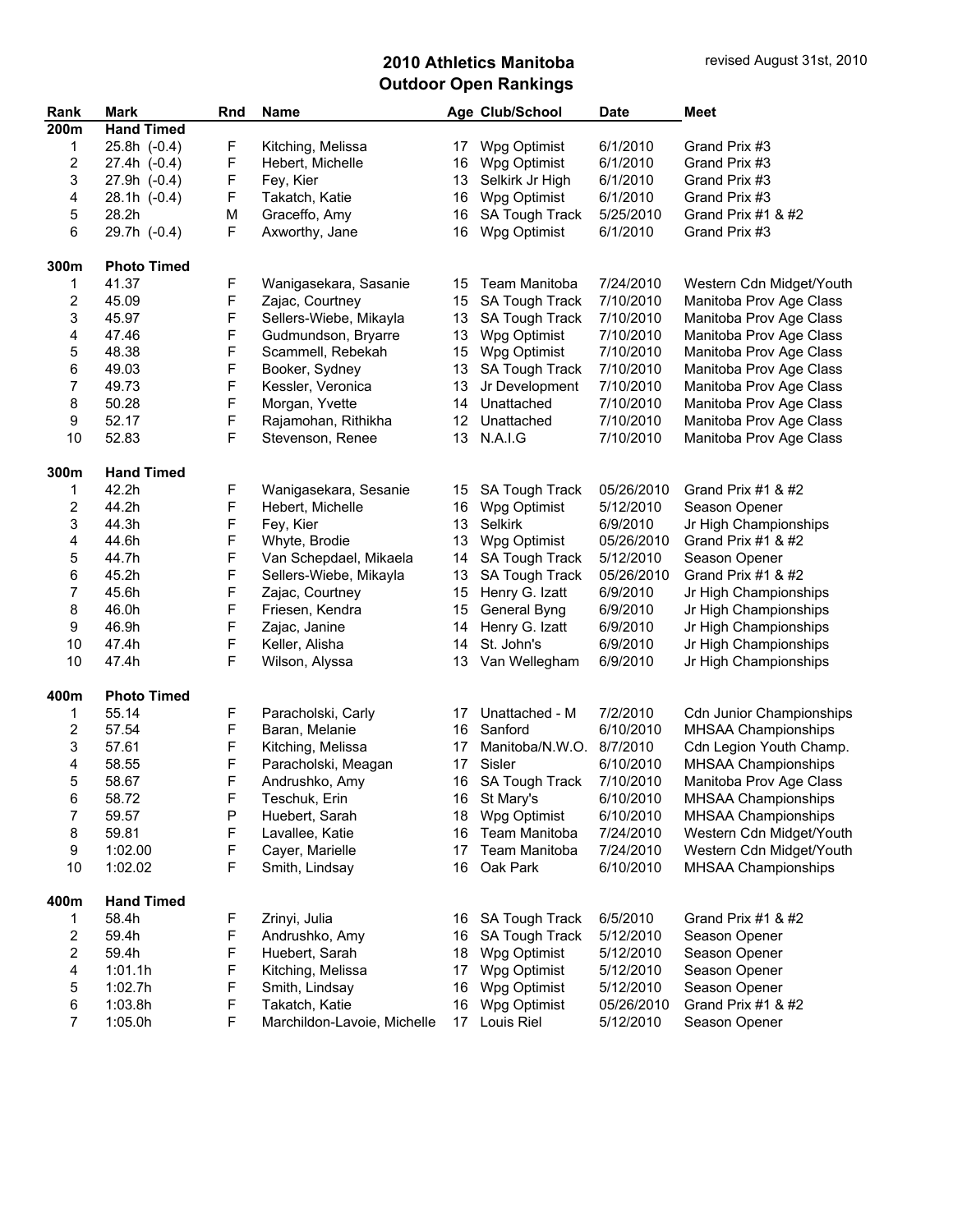# 2010 Athletics Manitoba
## Outdoor Open Rankings

revised August 31st, 2010

| Rank | Mark | Rnd | Name | Age | Club/School | Date | Meet |
|---|---|---|---|---|---|---|---|
| **200m** | **Hand Timed** | | | | | | |
| 1 | 25.8h (-0.4) | F | Kitching, Melissa | 17 | Wpg Optimist | 6/1/2010 | Grand Prix #3 |
| 2 | 27.4h (-0.4) | F | Hebert, Michelle | 16 | Wpg Optimist | 6/1/2010 | Grand Prix #3 |
| 3 | 27.9h (-0.4) | F | Fey, Kier | 13 | Selkirk Jr High | 6/1/2010 | Grand Prix #3 |
| 4 | 28.1h (-0.4) | F | Takatch, Katie | 16 | Wpg Optimist | 6/1/2010 | Grand Prix #3 |
| 5 | 28.2h | M | Graceffo, Amy | 16 | SA Tough Track | 5/25/2010 | Grand Prix #1 & #2 |
| 6 | 29.7h (-0.4) | F | Axworthy, Jane | 16 | Wpg Optimist | 6/1/2010 | Grand Prix #3 |
| | | | | | | | |
| **300m** | **Photo Timed** | | | | | | |
| 1 | 41.37 | F | Wanigasekara, Sasanie | 15 | Team Manitoba | 7/24/2010 | Western Cdn Midget/Youth |
| 2 | 45.09 | F | Zajac, Courtney | 15 | SA Tough Track | 7/10/2010 | Manitoba Prov Age Class |
| 3 | 45.97 | F | Sellers-Wiebe, Mikayla | 13 | SA Tough Track | 7/10/2010 | Manitoba Prov Age Class |
| 4 | 47.46 | F | Gudmundson, Bryarre | 13 | Wpg Optimist | 7/10/2010 | Manitoba Prov Age Class |
| 5 | 48.38 | F | Scammell, Rebekah | 15 | Wpg Optimist | 7/10/2010 | Manitoba Prov Age Class |
| 6 | 49.03 | F | Booker, Sydney | 13 | SA Tough Track | 7/10/2010 | Manitoba Prov Age Class |
| 7 | 49.73 | F | Kessler, Veronica | 13 | Jr Development | 7/10/2010 | Manitoba Prov Age Class |
| 8 | 50.28 | F | Morgan, Yvette | 14 | Unattached | 7/10/2010 | Manitoba Prov Age Class |
| 9 | 52.17 | F | Rajamohan, Rithikha | 12 | Unattached | 7/10/2010 | Manitoba Prov Age Class |
| 10 | 52.83 | F | Stevenson, Renee | 13 | N.A.I.G | 7/10/2010 | Manitoba Prov Age Class |
| | | | | | | | |
| **300m** | **Hand Timed** | | | | | | |
| 1 | 42.2h | F | Wanigasekara, Sasanie | 15 | SA Tough Track | 05/26/2010 | Grand Prix #1 & #2 |
| 2 | 44.2h | F | Hebert, Michelle | 16 | Wpg Optimist | 5/12/2010 | Season Opener |
| 3 | 44.3h | F | Fey, Kier | 13 | Selkirk | 6/9/2010 | Jr High Championships |
| 4 | 44.6h | F | Whyte, Brodie | 13 | Wpg Optimist | 05/26/2010 | Grand Prix #1 & #2 |
| 5 | 44.7h | F | Van Schepdael, Mikaela | 14 | SA Tough Track | 5/12/2010 | Season Opener |
| 6 | 45.2h | F | Sellers-Wiebe, Mikayla | 13 | SA Tough Track | 05/26/2010 | Grand Prix #1 & #2 |
| 7 | 45.6h | F | Zajac, Courtney | 15 | Henry G. Izatt | 6/9/2010 | Jr High Championships |
| 8 | 46.0h | F | Friesen, Kendra | 15 | General Byng | 6/9/2010 | Jr High Championships |
| 9 | 46.9h | F | Zajac, Janine | 14 | Henry G. Izatt | 6/9/2010 | Jr High Championships |
| 10 | 47.4h | F | Keller, Alisha | 14 | St. John's | 6/9/2010 | Jr High Championships |
| 10 | 47.4h | F | Wilson, Alyssa | 13 | Van Wellegham | 6/9/2010 | Jr High Championships |
| | | | | | | | |
| **400m** | **Photo Timed** | | | | | | |
| 1 | 55.14 | F | Paracholski, Carly | 17 | Unattached - M | 7/2/2010 | Cdn Junior Championships |
| 2 | 57.54 | F | Baran, Melanie | 16 | Sanford | 6/10/2010 | MHSAA Championships |
| 3 | 57.61 | F | Kitching, Melissa | 17 | Manitoba/N.W.O. | 8/7/2010 | Cdn Legion Youth Champ. |
| 4 | 58.55 | F | Paracholski, Meagan | 17 | Sisler | 6/10/2010 | MHSAA Championships |
| 5 | 58.67 | F | Andrushko, Amy | 16 | SA Tough Track | 7/10/2010 | Manitoba Prov Age Class |
| 6 | 58.72 | F | Teschuk, Erin | 16 | St Mary's | 6/10/2010 | MHSAA Championships |
| 7 | 59.57 | P | Huebert, Sarah | 18 | Wpg Optimist | 6/10/2010 | MHSAA Championships |
| 8 | 59.81 | F | Lavallee, Katie | 16 | Team Manitoba | 7/24/2010 | Western Cdn Midget/Youth |
| 9 | 1:02.00 | F | Cayer, Marielle | 17 | Team Manitoba | 7/24/2010 | Western Cdn Midget/Youth |
| 10 | 1:02.02 | F | Smith, Lindsay | 16 | Oak Park | 6/10/2010 | MHSAA Championships |
| | | | | | | | |
| **400m** | **Hand Timed** | | | | | | |
| 1 | 58.4h | F | Zrinyi, Julia | 16 | SA Tough Track | 6/5/2010 | Grand Prix #1 & #2 |
| 2 | 59.4h | F | Andrushko, Amy | 16 | SA Tough Track | 5/12/2010 | Season Opener |
| 2 | 59.4h | F | Huebert, Sarah | 18 | Wpg Optimist | 5/12/2010 | Season Opener |
| 4 | 1:01.1h | F | Kitching, Melissa | 17 | Wpg Optimist | 5/12/2010 | Season Opener |
| 5 | 1:02.7h | F | Smith, Lindsay | 16 | Wpg Optimist | 5/12/2010 | Season Opener |
| 6 | 1:03.8h | F | Takatch, Katie | 16 | Wpg Optimist | 05/26/2010 | Grand Prix #1 & #2 |
| 7 | 1:05.0h | F | Marchildon-Lavoie, Michelle | 17 | Louis Riel | 5/12/2010 | Season Opener |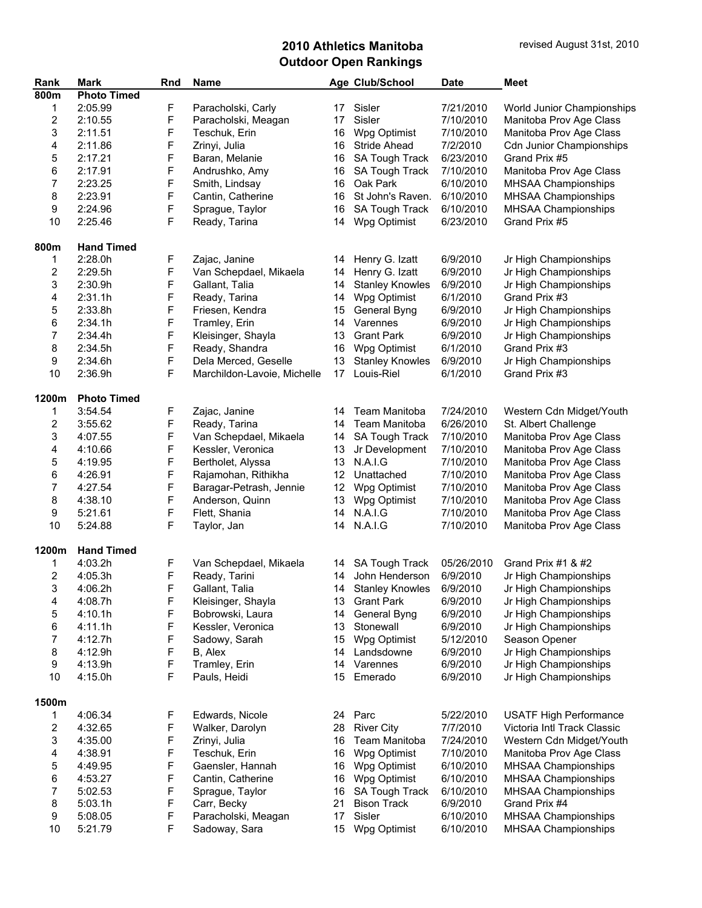# 2010 Athletics Manitoba
## Outdoor Open Rankings

revised August 31st, 2010

| Rank | Mark | Rnd | Name | Age | Club/School | Date | Meet |
|---|---|---|---|---|---|---|---|
| **800m** | **Photo Timed** | | | | | | |
| 1 | 2:05.99 | F | Paracholski, Carly | 17 | Sisler | 7/21/2010 | World Junior Championships |
| 2 | 2:10.55 | F | Paracholski, Meagan | 17 | Sisler | 7/10/2010 | Manitoba Prov Age Class |
| 3 | 2:11.51 | F | Teschuk, Erin | 16 | Wpg Optimist | 7/10/2010 | Manitoba Prov Age Class |
| 4 | 2:11.86 | F | Zrinyi, Julia | 16 | Stride Ahead | 7/2/2010 | Cdn Junior Championships |
| 5 | 2:17.21 | F | Baran, Melanie | 16 | SA Tough Track | 6/23/2010 | Grand Prix #5 |
| 6 | 2:17.91 | F | Andrushko, Amy | 16 | SA Tough Track | 7/10/2010 | Manitoba Prov Age Class |
| 7 | 2:23.25 | F | Smith, Lindsay | 16 | Oak Park | 6/10/2010 | MHSAA Championships |
| 8 | 2:23.91 | F | Cantin, Catherine | 16 | St John's Raven. | 6/10/2010 | MHSAA Championships |
| 9 | 2:24.96 | F | Sprague, Taylor | 16 | SA Tough Track | 6/10/2010 | MHSAA Championships |
| 10 | 2:25.46 | F | Ready, Tarina | 14 | Wpg Optimist | 6/23/2010 | Grand Prix #5 |
| **800m** | **Hand Timed** | | | | | | |
| 1 | 2:28.0h | F | Zajac, Janine | 14 | Henry G. Izatt | 6/9/2010 | Jr High Championships |
| 2 | 2:29.5h | F | Van Schepdael, Mikaela | 14 | Henry G. Izatt | 6/9/2010 | Jr High Championships |
| 3 | 2:30.9h | F | Gallant, Talia | 14 | Stanley Knowles | 6/9/2010 | Jr High Championships |
| 4 | 2:31.1h | F | Ready, Tarina | 14 | Wpg Optimist | 6/1/2010 | Grand Prix #3 |
| 5 | 2:33.8h | F | Friesen, Kendra | 15 | General Byng | 6/9/2010 | Jr High Championships |
| 6 | 2:34.1h | F | Tramley, Erin | 14 | Varennes | 6/9/2010 | Jr High Championships |
| 7 | 2:34.4h | F | Kleisinger, Shayla | 13 | Grant Park | 6/9/2010 | Jr High Championships |
| 8 | 2:34.5h | F | Ready, Shandra | 16 | Wpg Optimist | 6/1/2010 | Grand Prix #3 |
| 9 | 2:34.6h | F | Dela Merced, Geselle | 13 | Stanley Knowles | 6/9/2010 | Jr High Championships |
| 10 | 2:36.9h | F | Marchildon-Lavoie, Michelle | 17 | Louis-Riel | 6/1/2010 | Grand Prix #3 |
| **1200m** | **Photo Timed** | | | | | | |
| 1 | 3:54.54 | F | Zajac, Janine | 14 | Team Manitoba | 7/24/2010 | Western Cdn Midget/Youth |
| 2 | 3:55.62 | F | Ready, Tarina | 14 | Team Manitoba | 6/26/2010 | St. Albert Challenge |
| 3 | 4:07.55 | F | Van Schepdael, Mikaela | 14 | SA Tough Track | 7/10/2010 | Manitoba Prov Age Class |
| 4 | 4:10.66 | F | Kessler, Veronica | 13 | Jr Development | 7/10/2010 | Manitoba Prov Age Class |
| 5 | 4:19.95 | F | Bertholet, Alyssa | 13 | N.A.I.G | 7/10/2010 | Manitoba Prov Age Class |
| 6 | 4:26.91 | F | Rajamohan, Rithikha | 12 | Unattached | 7/10/2010 | Manitoba Prov Age Class |
| 7 | 4:27.54 | F | Baragar-Petrash, Jennie | 12 | Wpg Optimist | 7/10/2010 | Manitoba Prov Age Class |
| 8 | 4:38.10 | F | Anderson, Quinn | 13 | Wpg Optimist | 7/10/2010 | Manitoba Prov Age Class |
| 9 | 5:21.61 | F | Flett, Shania | 14 | N.A.I.G | 7/10/2010 | Manitoba Prov Age Class |
| 10 | 5:24.88 | F | Taylor, Jan | 14 | N.A.I.G | 7/10/2010 | Manitoba Prov Age Class |
| **1200m** | **Hand Timed** | | | | | | |
| 1 | 4:03.2h | F | Van Schepdael, Mikaela | 14 | SA Tough Track | 05/26/2010 | Grand Prix #1 & #2 |
| 2 | 4:05.3h | F | Ready, Tarini | 14 | John Henderson | 6/9/2010 | Jr High Championships |
| 3 | 4:06.2h | F | Gallant, Talia | 14 | Stanley Knowles | 6/9/2010 | Jr High Championships |
| 4 | 4:08.7h | F | Kleisinger, Shayla | 13 | Grant Park | 6/9/2010 | Jr High Championships |
| 5 | 4:10.1h | F | Bobrowski, Laura | 14 | General Byng | 6/9/2010 | Jr High Championships |
| 6 | 4:11.1h | F | Kessler, Veronica | 13 | Stonewall | 6/9/2010 | Jr High Championships |
| 7 | 4:12.7h | F | Sadowy, Sarah | 15 | Wpg Optimist | 5/12/2010 | Season Opener |
| 8 | 4:12.9h | F | B, Alex | 14 | Landsdowne | 6/9/2010 | Jr High Championships |
| 9 | 4:13.9h | F | Tramley, Erin | 14 | Varennes | 6/9/2010 | Jr High Championships |
| 10 | 4:15.0h | F | Pauls, Heidi | 15 | Emerado | 6/9/2010 | Jr High Championships |
| **1500m** | | | | | | | |
| 1 | 4:06.34 | F | Edwards, Nicole | 24 | Parc | 5/22/2010 | USATF High Performance |
| 2 | 4:32.65 | F | Walker, Darolyn | 28 | River City | 7/7/2010 | Victoria Intl Track Classic |
| 3 | 4:35.00 | F | Zrinyi, Julia | 16 | Team Manitoba | 7/24/2010 | Western Cdn Midget/Youth |
| 4 | 4:38.91 | F | Teschuk, Erin | 16 | Wpg Optimist | 7/10/2010 | Manitoba Prov Age Class |
| 5 | 4:49.95 | F | Gaensler, Hannah | 16 | Wpg Optimist | 6/10/2010 | MHSAA Championships |
| 6 | 4:53.27 | F | Cantin, Catherine | 16 | Wpg Optimist | 6/10/2010 | MHSAA Championships |
| 7 | 5:02.53 | F | Sprague, Taylor | 16 | SA Tough Track | 6/10/2010 | MHSAA Championships |
| 8 | 5:03.1h | F | Carr, Becky | 21 | Bison Track | 6/9/2010 | Grand Prix #4 |
| 9 | 5:08.05 | F | Paracholski, Meagan | 17 | Sisler | 6/10/2010 | MHSAA Championships |
| 10 | 5:21.79 | F | Sadoway, Sara | 15 | Wpg Optimist | 6/10/2010 | MHSAA Championships |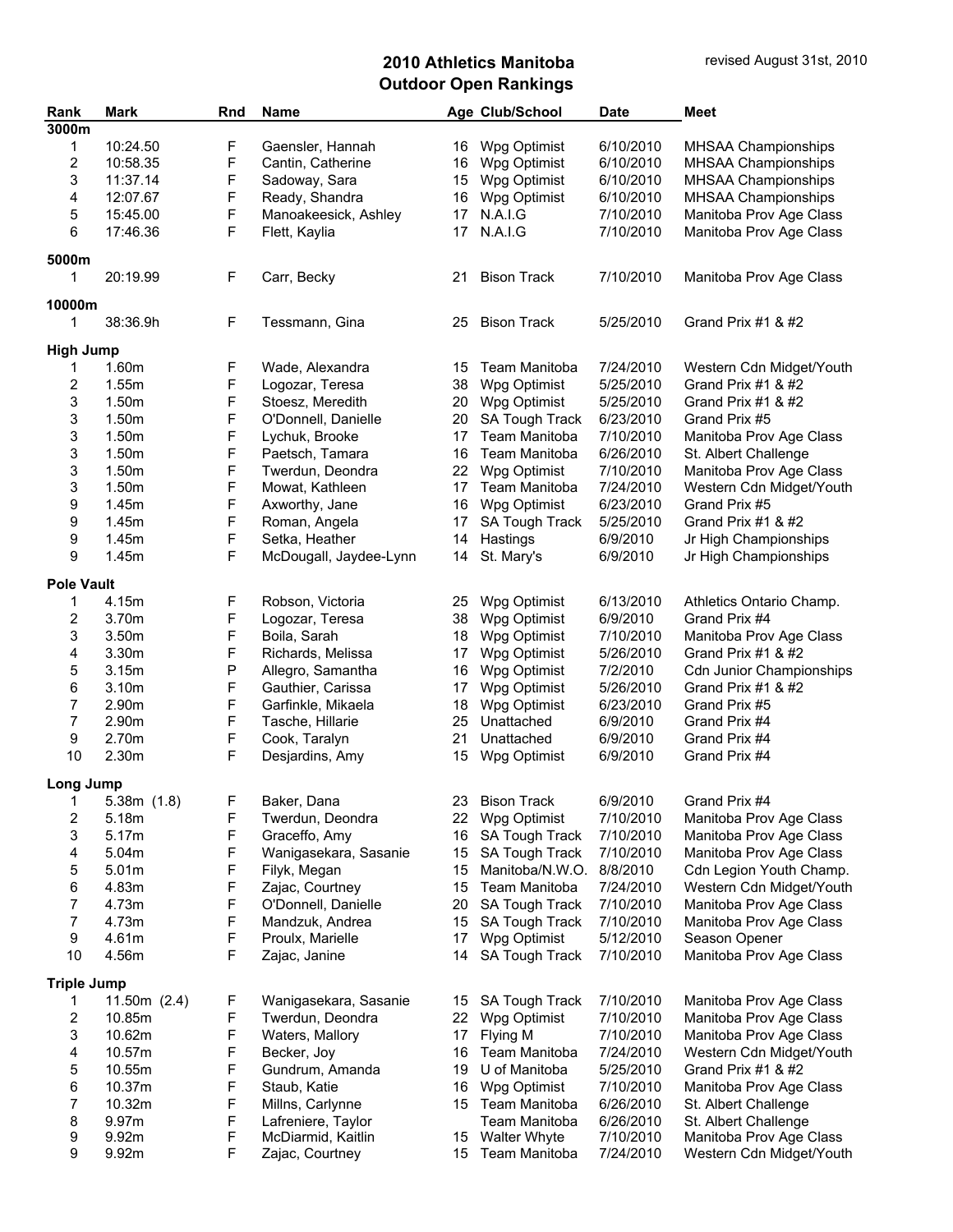# 2010 Athletics Manitoba
## Outdoor Open Rankings

revised August 31st, 2010

| Rank | Mark | Rnd | Name | Age | Club/School | Date | Meet |
|---|---|---|---|---|---|---|---|
| **3000m** | | | | | | | |
| 1 | 10:24.50 | F | Gaensler, Hannah | 16 | Wpg Optimist | 6/10/2010 | MHSAA Championships |
| 2 | 10:58.35 | F | Cantin, Catherine | 16 | Wpg Optimist | 6/10/2010 | MHSAA Championships |
| 3 | 11:37.14 | F | Sadoway, Sara | 15 | Wpg Optimist | 6/10/2010 | MHSAA Championships |
| 4 | 12:07.67 | F | Ready, Shandra | 16 | Wpg Optimist | 6/10/2010 | MHSAA Championships |
| 5 | 15:45.00 | F | Manoakeesick, Ashley | 17 | N.A.I.G | 7/10/2010 | Manitoba Prov Age Class |
| 6 | 17:46.36 | F | Flett, Kaylia | 17 | N.A.I.G | 7/10/2010 | Manitoba Prov Age Class |
| **5000m** | | | | | | | |
| 1 | 20:19.99 | F | Carr, Becky | 21 | Bison Track | 7/10/2010 | Manitoba Prov Age Class |
| **10000m** | | | | | | | |
| 1 | 38:36.9h | F | Tessmann, Gina | 25 | Bison Track | 5/25/2010 | Grand Prix #1 & #2 |
| **High Jump** | | | | | | | |
| 1 | 1.60m | F | Wade, Alexandra | 15 | Team Manitoba | 7/24/2010 | Western Cdn Midget/Youth |
| 2 | 1.55m | F | Logozar, Teresa | 38 | Wpg Optimist | 5/25/2010 | Grand Prix #1 & #2 |
| 3 | 1.50m | F | Stoesz, Meredith | 20 | Wpg Optimist | 5/25/2010 | Grand Prix #1 & #2 |
| 3 | 1.50m | F | O'Donnell, Danielle | 20 | SA Tough Track | 6/23/2010 | Grand Prix #5 |
| 3 | 1.50m | F | Lychuk, Brooke | 17 | Team Manitoba | 7/10/2010 | Manitoba Prov Age Class |
| 3 | 1.50m | F | Paetsch, Tamara | 16 | Team Manitoba | 6/26/2010 | St. Albert Challenge |
| 3 | 1.50m | F | Twerdun, Deondra | 22 | Wpg Optimist | 7/10/2010 | Manitoba Prov Age Class |
| 3 | 1.50m | F | Mowat, Kathleen | 17 | Team Manitoba | 7/24/2010 | Western Cdn Midget/Youth |
| 9 | 1.45m | F | Axworthy, Jane | 16 | Wpg Optimist | 6/23/2010 | Grand Prix #5 |
| 9 | 1.45m | F | Roman, Angela | 17 | SA Tough Track | 5/25/2010 | Grand Prix #1 & #2 |
| 9 | 1.45m | F | Setka, Heather | 14 | Hastings | 6/9/2010 | Jr High Championships |
| 9 | 1.45m | F | McDougall, Jaydee-Lynn | 14 | St. Mary's | 6/9/2010 | Jr High Championships |
| **Pole Vault** | | | | | | | |
| 1 | 4.15m | F | Robson, Victoria | 25 | Wpg Optimist | 6/13/2010 | Athletics Ontario Champ. |
| 2 | 3.70m | F | Logozar, Teresa | 38 | Wpg Optimist | 6/9/2010 | Grand Prix #4 |
| 3 | 3.50m | F | Boila, Sarah | 18 | Wpg Optimist | 7/10/2010 | Manitoba Prov Age Class |
| 4 | 3.30m | F | Richards, Melissa | 17 | Wpg Optimist | 5/26/2010 | Grand Prix #1 & #2 |
| 5 | 3.15m | P | Allegro, Samantha | 16 | Wpg Optimist | 7/2/2010 | Cdn Junior Championships |
| 6 | 3.10m | F | Gauthier, Carissa | 17 | Wpg Optimist | 5/26/2010 | Grand Prix #1 & #2 |
| 7 | 2.90m | F | Garfinkle, Mikaela | 18 | Wpg Optimist | 6/23/2010 | Grand Prix #5 |
| 7 | 2.90m | F | Tasche, Hillarie | 25 | Unattached | 6/9/2010 | Grand Prix #4 |
| 9 | 2.70m | F | Cook, Taralyn | 21 | Unattached | 6/9/2010 | Grand Prix #4 |
| 10 | 2.30m | F | Desjardins, Amy | 15 | Wpg Optimist | 6/9/2010 | Grand Prix #4 |
| **Long Jump** | | | | | | | |
| 1 | 5.38m (1.8) | F | Baker, Dana | 23 | Bison Track | 6/9/2010 | Grand Prix #4 |
| 2 | 5.18m | F | Twerdun, Deondra | 22 | Wpg Optimist | 7/10/2010 | Manitoba Prov Age Class |
| 3 | 5.17m | F | Graceffo, Amy | 16 | SA Tough Track | 7/10/2010 | Manitoba Prov Age Class |
| 4 | 5.04m | F | Wanigasekara, Sasanie | 15 | SA Tough Track | 7/10/2010 | Manitoba Prov Age Class |
| 5 | 5.01m | F | Filyk, Megan | 15 | Manitoba/N.W.O. | 8/8/2010 | Cdn Legion Youth Champ. |
| 6 | 4.83m | F | Zajac, Courtney | 15 | Team Manitoba | 7/24/2010 | Western Cdn Midget/Youth |
| 7 | 4.73m | F | O'Donnell, Danielle | 20 | SA Tough Track | 7/10/2010 | Manitoba Prov Age Class |
| 7 | 4.73m | F | Mandzuk, Andrea | 15 | SA Tough Track | 7/10/2010 | Manitoba Prov Age Class |
| 9 | 4.61m | F | Proulx, Marielle | 17 | Wpg Optimist | 5/12/2010 | Season Opener |
| 10 | 4.56m | F | Zajac, Janine | 14 | SA Tough Track | 7/10/2010 | Manitoba Prov Age Class |
| **Triple Jump** | | | | | | | |
| 1 | 11.50m (2.4) | F | Wanigasekara, Sasanie | 15 | SA Tough Track | 7/10/2010 | Manitoba Prov Age Class |
| 2 | 10.85m | F | Twerdun, Deondra | 22 | Wpg Optimist | 7/10/2010 | Manitoba Prov Age Class |
| 3 | 10.62m | F | Waters, Mallory | 17 | Flying M | 7/10/2010 | Manitoba Prov Age Class |
| 4 | 10.57m | F | Becker, Joy | 16 | Team Manitoba | 7/24/2010 | Western Cdn Midget/Youth |
| 5 | 10.55m | F | Gundrum, Amanda | 19 | U of Manitoba | 5/25/2010 | Grand Prix #1 & #2 |
| 6 | 10.37m | F | Staub, Katie | 16 | Wpg Optimist | 7/10/2010 | Manitoba Prov Age Class |
| 7 | 10.32m | F | Millns, Carlynne | 15 | Team Manitoba | 6/26/2010 | St. Albert Challenge |
| 8 | 9.97m | F | Lafreniere, Taylor | | Team Manitoba | 6/26/2010 | St. Albert Challenge |
| 9 | 9.92m | F | McDiarmid, Kaitlin | 15 | Walter Whyte | 7/10/2010 | Manitoba Prov Age Class |
| 9 | 9.92m | F | Zajac, Courtney | 15 | Team Manitoba | 7/24/2010 | Western Cdn Midget/Youth |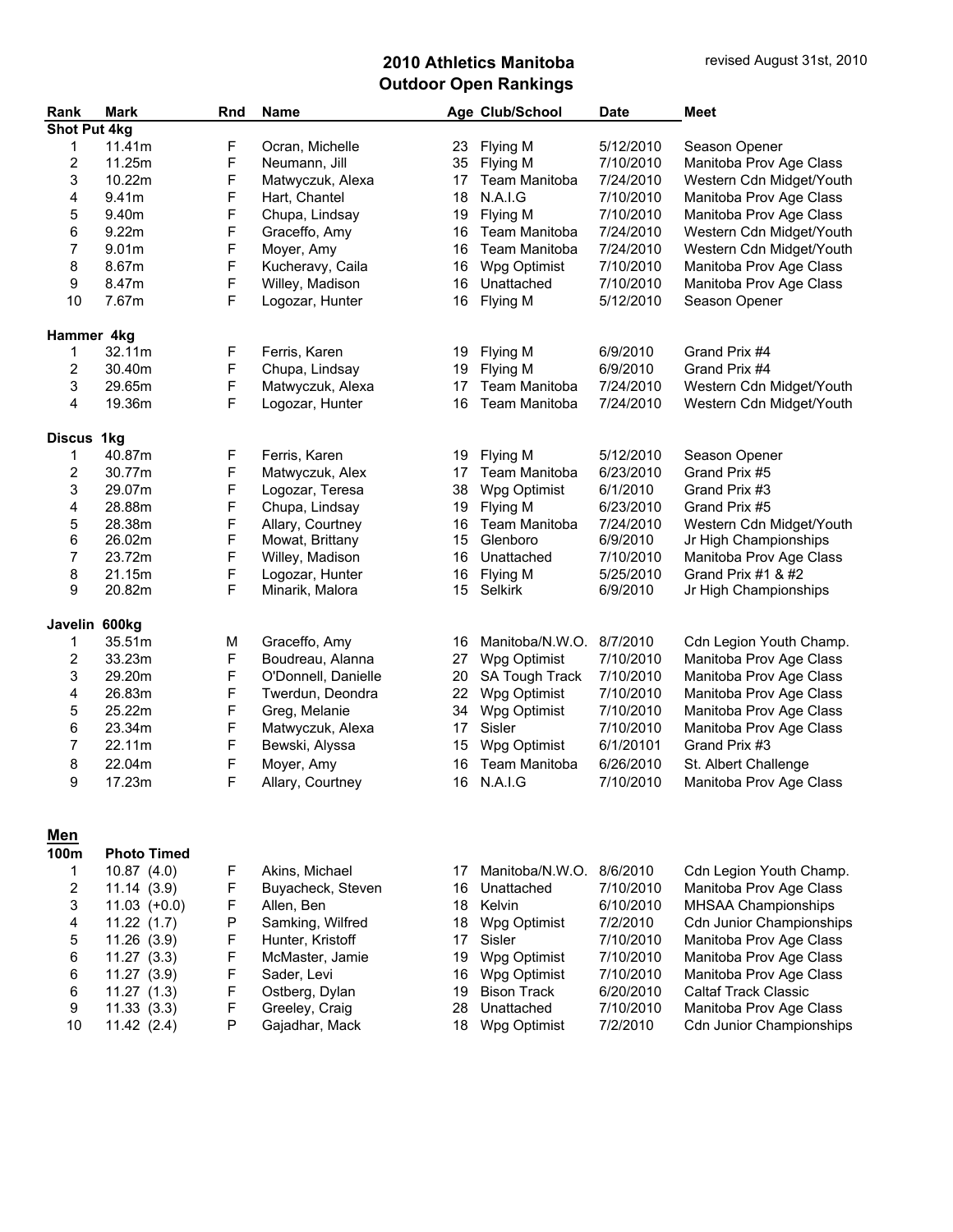# 2010 Athletics Manitoba
## Outdoor Open Rankings

revised August 31st, 2010

| Rank | Mark | Rnd | Name | Age | Club/School | Date | Meet |
|---|---|---|---|---|---|---|---|
| **Shot Put 4kg** | | | | | | | |
| 1 | 11.41m | F | Ocran, Michelle | 23 | Flying M | 5/12/2010 | Season Opener |
| 2 | 11.25m | F | Neumann, Jill | 35 | Flying M | 7/10/2010 | Manitoba Prov Age Class |
| 3 | 10.22m | F | Matwyczuk, Alexa | 17 | Team Manitoba | 7/24/2010 | Western Cdn Midget/Youth |
| 4 | 9.41m | F | Hart, Chantel | 18 | N.A.I.G | 7/10/2010 | Manitoba Prov Age Class |
| 5 | 9.40m | F | Chupa, Lindsay | 19 | Flying M | 7/10/2010 | Manitoba Prov Age Class |
| 6 | 9.22m | F | Graceffo, Amy | 16 | Team Manitoba | 7/24/2010 | Western Cdn Midget/Youth |
| 7 | 9.01m | F | Moyer, Amy | 16 | Team Manitoba | 7/24/2010 | Western Cdn Midget/Youth |
| 8 | 8.67m | F | Kucheravy, Caila | 16 | Wpg Optimist | 7/10/2010 | Manitoba Prov Age Class |
| 9 | 8.47m | F | Willey, Madison | 16 | Unattached | 7/10/2010 | Manitoba Prov Age Class |
| 10 | 7.67m | F | Logozar, Hunter | 16 | Flying M | 5/12/2010 | Season Opener |
| **Hammer 4kg** | | | | | | | |
| 1 | 32.11m | F | Ferris, Karen | 19 | Flying M | 6/9/2010 | Grand Prix #4 |
| 2 | 30.40m | F | Chupa, Lindsay | 19 | Flying M | 6/9/2010 | Grand Prix #4 |
| 3 | 29.65m | F | Matwyczuk, Alexa | 17 | Team Manitoba | 7/24/2010 | Western Cdn Midget/Youth |
| 4 | 19.36m | F | Logozar, Hunter | 16 | Team Manitoba | 7/24/2010 | Western Cdn Midget/Youth |
| **Discus 1kg** | | | | | | | |
| 1 | 40.87m | F | Ferris, Karen | 19 | Flying M | 5/12/2010 | Season Opener |
| 2 | 30.77m | F | Matwyczuk, Alex | 17 | Team Manitoba | 6/23/2010 | Grand Prix #5 |
| 3 | 29.07m | F | Logozar, Teresa | 38 | Wpg Optimist | 6/1/2010 | Grand Prix #3 |
| 4 | 28.88m | F | Chupa, Lindsay | 19 | Flying M | 6/23/2010 | Grand Prix #5 |
| 5 | 28.38m | F | Allary, Courtney | 16 | Team Manitoba | 7/24/2010 | Western Cdn Midget/Youth |
| 6 | 26.02m | F | Mowat, Brittany | 15 | Glenboro | 6/9/2010 | Jr High Championships |
| 7 | 23.72m | F | Willey, Madison | 16 | Unattached | 7/10/2010 | Manitoba Prov Age Class |
| 8 | 21.15m | F | Logozar, Hunter | 16 | Flying M | 5/25/2010 | Grand Prix #1 & #2 |
| 9 | 20.82m | F | Minarik, Malora | 15 | Selkirk | 6/9/2010 | Jr High Championships |
| **Javelin 600kg** | | | | | | | |
| 1 | 35.51m | M | Graceffo, Amy | 16 | Manitoba/N.W.O. | 8/7/2010 | Cdn Legion Youth Champ. |
| 2 | 33.23m | F | Boudreau, Alanna | 27 | Wpg Optimist | 7/10/2010 | Manitoba Prov Age Class |
| 3 | 29.20m | F | O'Donnell, Danielle | 20 | SA Tough Track | 7/10/2010 | Manitoba Prov Age Class |
| 4 | 26.83m | F | Twerdun, Deondra | 22 | Wpg Optimist | 7/10/2010 | Manitoba Prov Age Class |
| 5 | 25.22m | F | Greg, Melanie | 34 | Wpg Optimist | 7/10/2010 | Manitoba Prov Age Class |
| 6 | 23.34m | F | Matwyczuk, Alexa | 17 | Sisler | 7/10/2010 | Manitoba Prov Age Class |
| 7 | 22.11m | F | Bewski, Alyssa | 15 | Wpg Optimist | 6/1/20101 | Grand Prix #3 |
| 8 | 22.04m | F | Moyer, Amy | 16 | Team Manitoba | 6/26/2010 | St. Albert Challenge |
| 9 | 17.23m | F | Allary, Courtney | 16 | N.A.I.G | 7/10/2010 | Manitoba Prov Age Class |

## Men

| Rank | Mark | Rnd | Name | Age | Club/School | Date | Meet |
|---|---|---|---|---|---|---|---|
| **100m** | **Photo Timed** | | | | | | |
| 1 | 10.87 (4.0) | F | Akins, Michael | 17 | Manitoba/N.W.O. | 8/6/2010 | Cdn Legion Youth Champ. |
| 2 | 11.14 (3.9) | F | Buyacheck, Steven | 16 | Unattached | 7/10/2010 | Manitoba Prov Age Class |
| 3 | 11.03 (+0.0) | F | Allen, Ben | 18 | Kelvin | 6/10/2010 | MHSAA Championships |
| 4 | 11.22 (1.7) | P | Samking, Wilfred | 18 | Wpg Optimist | 7/2/2010 | Cdn Junior Championships |
| 5 | 11.26 (3.9) | F | Hunter, Kristoff | 17 | Sisler | 7/10/2010 | Manitoba Prov Age Class |
| 6 | 11.27 (3.3) | F | McMaster, Jamie | 19 | Wpg Optimist | 7/10/2010 | Manitoba Prov Age Class |
| 6 | 11.27 (3.9) | F | Sader, Levi | 16 | Wpg Optimist | 7/10/2010 | Manitoba Prov Age Class |
| 6 | 11.27 (1.3) | F | Ostberg, Dylan | 19 | Bison Track | 6/20/2010 | Caltaf Track Classic |
| 9 | 11.33 (3.3) | F | Greeley, Craig | 28 | Unattached | 7/10/2010 | Manitoba Prov Age Class |
| 10 | 11.42 (2.4) | P | Gajadhar, Mack | 18 | Wpg Optimist | 7/2/2010 | Cdn Junior Championships |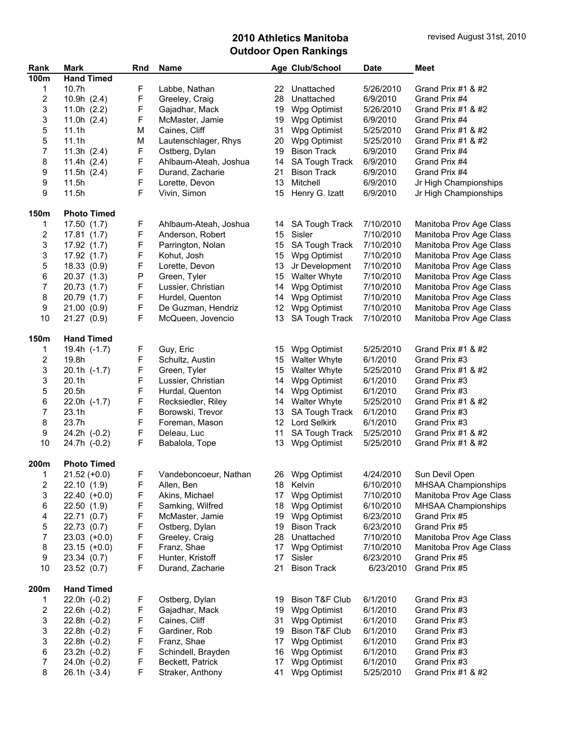# 2010 Athletics Manitoba
## Outdoor Open Rankings

revised August 31st, 2010

| Rank | Mark | Rnd | Name | Age | Club/School | Date | Meet |
|---|---|---|---|---|---|---|---|
| **100m** | **Hand Timed** | | | | | | |
| 1 | 10.7h | F | Labbe, Nathan | 22 | Unattached | 5/26/2010 | Grand Prix #1 & #2 |
| 2 | 10.9h (2.4) | F | Greeley, Craig | 28 | Unattached | 6/9/2010 | Grand Prix #4 |
| 3 | 11.0h (2.2) | F | Gajadhar, Mack | 19 | Wpg Optimist | 5/26/2010 | Grand Prix #1 & #2 |
| 3 | 11.0h (2.4) | F | McMaster, Jamie | 19 | Wpg Optimist | 6/9/2010 | Grand Prix #4 |
| 5 | 11.1h | M | Caines, Cliff | 31 | Wpg Optimist | 5/25/2010 | Grand Prix #1 & #2 |
| 5 | 11.1h | M | Lautenschlager, Rhys | 20 | Wpg Optimist | 5/25/2010 | Grand Prix #1 & #2 |
| 7 | 11.3h (2.4) | F | Ostberg, Dylan | 19 | Bison Track | 6/9/2010 | Grand Prix #4 |
| 8 | 11.4h (2.4) | F | Ahlbaum-Ateah, Joshua | 14 | SA Tough Track | 6/9/2010 | Grand Prix #4 |
| 9 | 11.5h (2.4) | F | Durand, Zacharie | 21 | Bison Track | 6/9/2010 | Grand Prix #4 |
| 9 | 11.5h | F | Lorette, Devon | 13 | Mitchell | 6/9/2010 | Jr High Championships |
| 9 | 11.5h | F | Vivin, Simon | 15 | Henry G. Izatt | 6/9/2010 | Jr High Championships |
| **150m** | **Photo Timed** | | | | | | |
| 1 | 17.50 (1.7) | F | Ahlbaum-Ateah, Joshua | 14 | SA Tough Track | 7/10/2010 | Manitoba Prov Age Class |
| 2 | 17.81 (1.7) | F | Anderson, Robert | 15 | Sisler | 7/10/2010 | Manitoba Prov Age Class |
| 3 | 17.92 (1.7) | F | Parrington, Nolan | 15 | SA Tough Track | 7/10/2010 | Manitoba Prov Age Class |
| 3 | 17.92 (1.7) | F | Kohut, Josh | 15 | Wpg Optimist | 7/10/2010 | Manitoba Prov Age Class |
| 5 | 18.33 (0.9) | F | Lorette, Devon | 13 | Jr Development | 7/10/2010 | Manitoba Prov Age Class |
| 6 | 20.37 (1.3) | P | Green, Tyler | 15 | Walter Whyte | 7/10/2010 | Manitoba Prov Age Class |
| 7 | 20.73 (1.7) | F | Lussier, Christian | 14 | Wpg Optimist | 7/10/2010 | Manitoba Prov Age Class |
| 8 | 20.79 (1.7) | F | Hurdel, Quenton | 14 | Wpg Optimist | 7/10/2010 | Manitoba Prov Age Class |
| 9 | 21.00 (0.9) | F | De Guzman, Hendriz | 12 | Wpg Optimist | 7/10/2010 | Manitoba Prov Age Class |
| 10 | 21.27 (0.9) | F | McQueen, Jovencio | 13 | SA Tough Track | 7/10/2010 | Manitoba Prov Age Class |
| **150m** | **Hand Timed** | | | | | | |
| 1 | 19.4h (-1.7) | F | Guy, Eric | 15 | Wpg Optimist | 5/25/2010 | Grand Prix #1 & #2 |
| 2 | 19.8h | F | Schultz, Austin | 15 | Walter Whyte | 6/1/2010 | Grand Prix #3 |
| 3 | 20.1h (-1.7) | F | Green, Tyler | 15 | Walter Whyte | 5/25/2010 | Grand Prix #1 & #2 |
| 3 | 20.1h | F | Lussier, Christian | 14 | Wpg Optimist | 6/1/2010 | Grand Prix #3 |
| 5 | 20.5h | F | Hurdal, Quenton | 14 | Wpg Optimist | 6/1/2010 | Grand Prix #3 |
| 6 | 22.0h (-1.7) | F | Recksiedler, Riley | 14 | Walter Whyte | 5/25/2010 | Grand Prix #1 & #2 |
| 7 | 23.1h | F | Borowski, Trevor | 13 | SA Tough Track | 6/1/2010 | Grand Prix #3 |
| 8 | 23.7h | F | Foreman, Mason | 12 | Lord Selkirk | 6/1/2010 | Grand Prix #3 |
| 9 | 24.2h (-0.2) | F | Deleau, Luc | 11 | SA Tough Track | 5/25/2010 | Grand Prix #1 & #2 |
| 10 | 24.7h (-0.2) | F | Babalola, Tope | 13 | Wpg Optimist | 5/25/2010 | Grand Prix #1 & #2 |
| **200m** | **Photo Timed** | | | | | | |
| 1 | 21.52 (+0.0) | F | Vandeboncoeur, Nathan | 26 | Wpg Optimist | 4/24/2010 | Sun Devil Open |
| 2 | 22.10 (1.9) | F | Allen, Ben | 18 | Kelvin | 6/10/2010 | MHSAA Championships |
| 3 | 22.40 (+0.0) | F | Akins, Michael | 17 | Wpg Optimist | 7/10/2010 | Manitoba Prov Age Class |
| 6 | 22.50 (1.9) | F | Samking, Wilfred | 18 | Wpg Optimist | 6/10/2010 | MHSAA Championships |
| 4 | 22.71 (0.7) | F | McMaster, Jamie | 19 | Wpg Optimist | 6/23/2010 | Grand Prix #5 |
| 5 | 22.73 (0.7) | F | Ostberg, Dylan | 19 | Bison Track | 6/23/2010 | Grand Prix #5 |
| 7 | 23.03 (+0.0) | F | Greeley, Craig | 28 | Unattached | 7/10/2010 | Manitoba Prov Age Class |
| 8 | 23.15 (+0.0) | F | Franz, Shae | 17 | Wpg Optimist | 7/10/2010 | Manitoba Prov Age Class |
| 9 | 23.34 (0.7) | F | Hunter, Kristoff | 17 | Sisler | 6/23/2010 | Grand Prix #5 |
| 10 | 23.52 (0.7) | F | Durand, Zacharie | 21 | Bison Track | 6/23/2010 | Grand Prix #5 |
| **200m** | **Hand Timed** | | | | | | |
| 1 | 22.0h (-0.2) | F | Ostberg, Dylan | 19 | Bison T&F Club | 6/1/2010 | Grand Prix #3 |
| 2 | 22.6h (-0.2) | F | Gajadhar, Mack | 19 | Wpg Optimist | 6/1/2010 | Grand Prix #3 |
| 3 | 22.8h (-0.2) | F | Caines, Cliff | 31 | Wpg Optimist | 6/1/2010 | Grand Prix #3 |
| 3 | 22.8h (-0.2) | F | Gardiner, Rob | 19 | Bison T&F Club | 6/1/2010 | Grand Prix #3 |
| 3 | 22.8h (-0.2) | F | Franz, Shae | 17 | Wpg Optimist | 6/1/2010 | Grand Prix #3 |
| 6 | 23.2h (-0.2) | F | Schindell, Brayden | 16 | Wpg Optimist | 6/1/2010 | Grand Prix #3 |
| 7 | 24.0h (-0.2) | F | Beckett, Patrick | 17 | Wpg Optimist | 6/1/2010 | Grand Prix #3 |
| 8 | 26.1h (-3.4) | F | Straker, Anthony | 41 | Wpg Optimist | 5/25/2010 | Grand Prix #1 & #2 |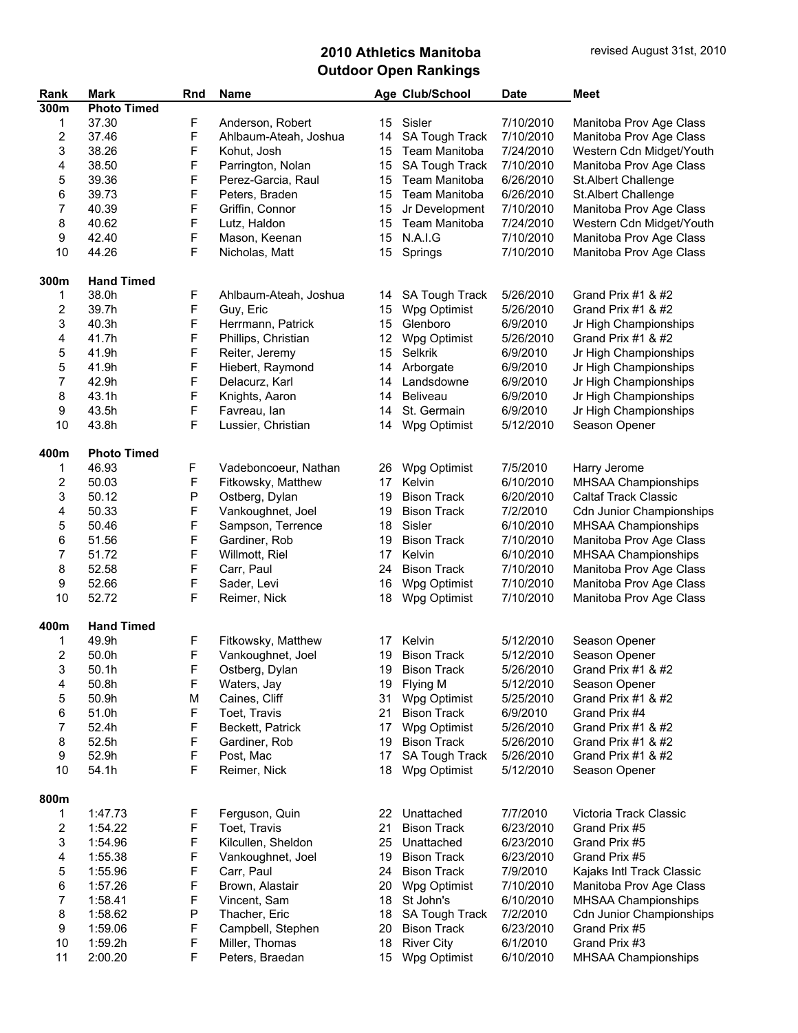# 2010 Athletics Manitoba
# Outdoor Open Rankings

revised August 31st, 2010

| Rank | Mark | Rnd | Name | Age | Club/School | Date | Meet |
|---|---|---|---|---|---|---|---|
| **300m** | **Photo Timed** | | | | | | |
| 1 | 37.30 | F | Anderson, Robert | 15 | Sisler | 7/10/2010 | Manitoba Prov Age Class |
| 2 | 37.46 | F | Ahlbaum-Ateah, Joshua | 14 | SA Tough Track | 7/10/2010 | Manitoba Prov Age Class |
| 3 | 38.26 | F | Kohut, Josh | 15 | Team Manitoba | 7/24/2010 | Western Cdn Midget/Youth |
| 4 | 38.50 | F | Parrington, Nolan | 15 | SA Tough Track | 7/10/2010 | Manitoba Prov Age Class |
| 5 | 39.36 | F | Perez-Garcia, Raul | 15 | Team Manitoba | 6/26/2010 | St.Albert Challenge |
| 6 | 39.73 | F | Peters, Braden | 15 | Team Manitoba | 6/26/2010 | St.Albert Challenge |
| 7 | 40.39 | F | Griffin, Connor | 15 | Jr Development | 7/10/2010 | Manitoba Prov Age Class |
| 8 | 40.62 | F | Lutz, Haldon | 15 | Team Manitoba | 7/24/2010 | Western Cdn Midget/Youth |
| 9 | 42.40 | F | Mason, Keenan | 15 | N.A.I.G | 7/10/2010 | Manitoba Prov Age Class |
| 10 | 44.26 | F | Nicholas, Matt | 15 | Springs | 7/10/2010 | Manitoba Prov Age Class |
| **300m** | **Hand Timed** | | | | | | |
| 1 | 38.0h | F | Ahlbaum-Ateah, Joshua | 14 | SA Tough Track | 5/26/2010 | Grand Prix #1 & #2 |
| 2 | 39.7h | F | Guy, Eric | 15 | Wpg Optimist | 5/26/2010 | Grand Prix #1 & #2 |
| 3 | 40.3h | F | Herrmann, Patrick | 15 | Glenboro | 6/9/2010 | Jr High Championships |
| 4 | 41.7h | F | Phillips, Christian | 12 | Wpg Optimist | 5/26/2010 | Grand Prix #1 & #2 |
| 5 | 41.9h | F | Reiter, Jeremy | 15 | Selkrik | 6/9/2010 | Jr High Championships |
| 5 | 41.9h | F | Hiebert, Raymond | 14 | Arborgate | 6/9/2010 | Jr High Championships |
| 7 | 42.9h | F | Delacurz, Karl | 14 | Landsdowne | 6/9/2010 | Jr High Championships |
| 8 | 43.1h | F | Knights, Aaron | 14 | Beliveau | 6/9/2010 | Jr High Championships |
| 9 | 43.5h | F | Favreau, Ian | 14 | St. Germain | 6/9/2010 | Jr High Championships |
| 10 | 43.8h | F | Lussier, Christian | 14 | Wpg Optimist | 5/12/2010 | Season Opener |
| **400m** | **Photo Timed** | | | | | | |
| 1 | 46.93 | F | Vadeboncoeur, Nathan | 26 | Wpg Optimist | 7/5/2010 | Harry Jerome |
| 2 | 50.03 | F | Fitkowsky, Matthew | 17 | Kelvin | 6/10/2010 | MHSAA Championships |
| 3 | 50.12 | P | Ostberg, Dylan | 19 | Bison Track | 6/20/2010 | Caltaf Track Classic |
| 4 | 50.33 | F | Vankoughnet, Joel | 19 | Bison Track | 7/2/2010 | Cdn Junior Championships |
| 5 | 50.46 | F | Sampson, Terrence | 18 | Sisler | 6/10/2010 | MHSAA Championships |
| 6 | 51.56 | F | Gardiner, Rob | 19 | Bison Track | 7/10/2010 | Manitoba Prov Age Class |
| 7 | 51.72 | F | Willmott, Riel | 17 | Kelvin | 6/10/2010 | MHSAA Championships |
| 8 | 52.58 | F | Carr, Paul | 24 | Bison Track | 7/10/2010 | Manitoba Prov Age Class |
| 9 | 52.66 | F | Sader, Levi | 16 | Wpg Optimist | 7/10/2010 | Manitoba Prov Age Class |
| 10 | 52.72 | F | Reimer, Nick | 18 | Wpg Optimist | 7/10/2010 | Manitoba Prov Age Class |
| **400m** | **Hand Timed** | | | | | | |
| 1 | 49.9h | F | Fitkowsky, Matthew | 17 | Kelvin | 5/12/2010 | Season Opener |
| 2 | 50.0h | F | Vankoughnet, Joel | 19 | Bison Track | 5/12/2010 | Season Opener |
| 3 | 50.1h | F | Ostberg, Dylan | 19 | Bison Track | 5/26/2010 | Grand Prix #1 & #2 |
| 4 | 50.8h | F | Waters, Jay | 19 | Flying M | 5/12/2010 | Season Opener |
| 5 | 50.9h | M | Caines, Cliff | 31 | Wpg Optimist | 5/25/2010 | Grand Prix #1 & #2 |
| 6 | 51.0h | F | Toet, Travis | 21 | Bison Track | 6/9/2010 | Grand Prix #4 |
| 7 | 52.4h | F | Beckett, Patrick | 17 | Wpg Optimist | 5/26/2010 | Grand Prix #1 & #2 |
| 8 | 52.5h | F | Gardiner, Rob | 19 | Bison Track | 5/26/2010 | Grand Prix #1 & #2 |
| 9 | 52.9h | F | Post, Mac | 17 | SA Tough Track | 5/26/2010 | Grand Prix #1 & #2 |
| 10 | 54.1h | F | Reimer, Nick | 18 | Wpg Optimist | 5/12/2010 | Season Opener |
| **800m** | | | | | | | |
| 1 | 1:47.73 | F | Ferguson, Quin | 22 | Unattached | 7/7/2010 | Victoria Track Classic |
| 2 | 1:54.22 | F | Toet, Travis | 21 | Bison Track | 6/23/2010 | Grand Prix #5 |
| 3 | 1:54.96 | F | Kilcullen, Sheldon | 25 | Unattached | 6/23/2010 | Grand Prix #5 |
| 4 | 1:55.38 | F | Vankoughnet, Joel | 19 | Bison Track | 6/23/2010 | Grand Prix #5 |
| 5 | 1:55.96 | F | Carr, Paul | 24 | Bison Track | 7/9/2010 | Kajaks Intl Track Classic |
| 6 | 1:57.26 | F | Brown, Alastair | 20 | Wpg Optimist | 7/10/2010 | Manitoba Prov Age Class |
| 7 | 1:58.41 | F | Vincent, Sam | 18 | St John's | 6/10/2010 | MHSAA Championships |
| 8 | 1:58.62 | P | Thacher, Eric | 18 | SA Tough Track | 7/2/2010 | Cdn Junior Championships |
| 9 | 1:59.06 | F | Campbell, Stephen | 20 | Bison Track | 6/23/2010 | Grand Prix #5 |
| 10 | 1:59.2h | F | Miller, Thomas | 18 | River City | 6/1/2010 | Grand Prix #3 |
| 11 | 2:00.20 | F | Peters, Braedan | 15 | Wpg Optimist | 6/10/2010 | MHSAA Championships |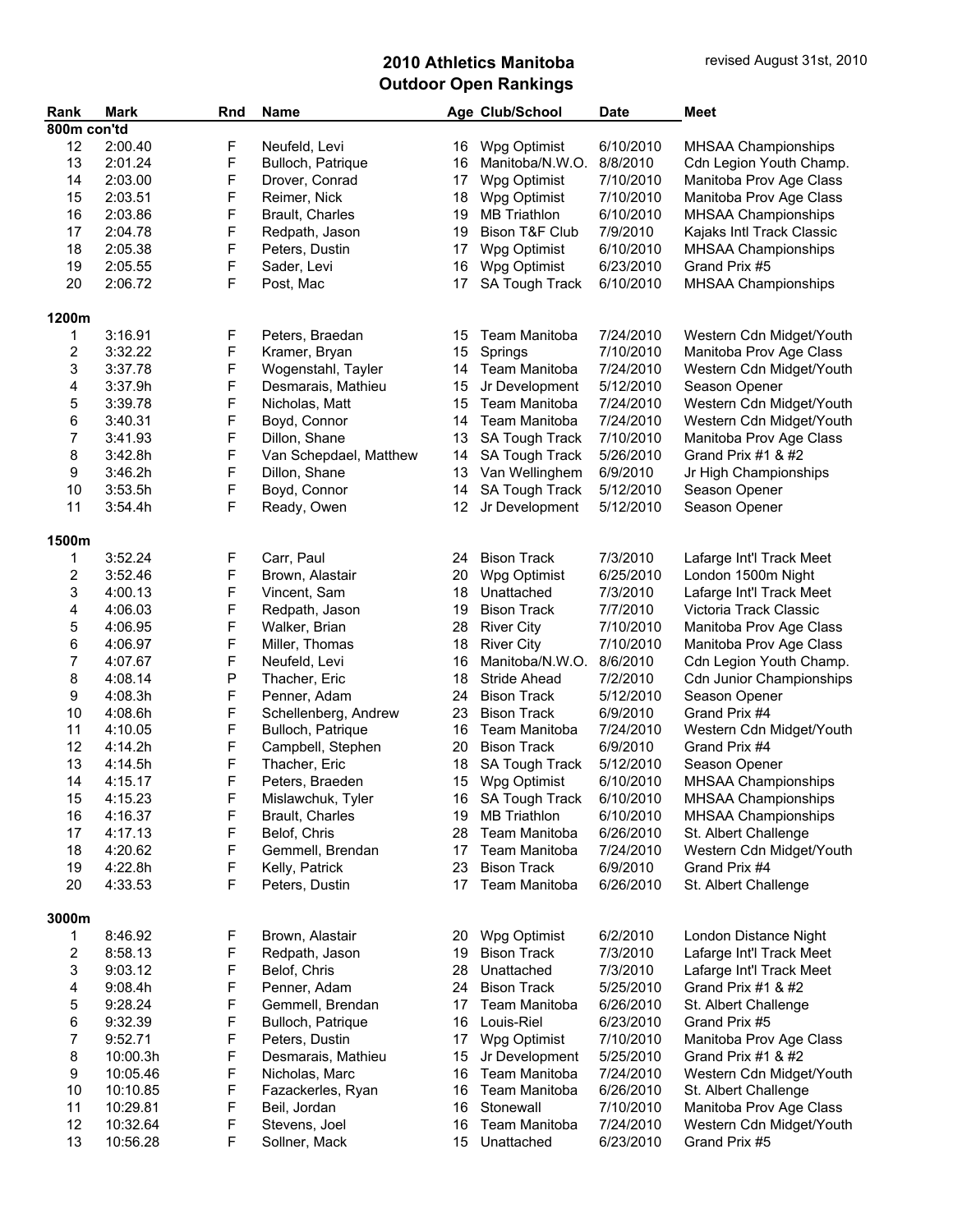# 2010 Athletics Manitoba
# Outdoor Open Rankings

revised August 31st, 2010

| Rank | Mark | Rnd | Name | Age | Club/School | Date | Meet |
|---|---|---|---|---|---|---|---|
| **800m con'td** | | | | | | | |
| 12 | 2:00.40 | F | Neufeld, Levi | 16 | Wpg Optimist | 6/10/2010 | MHSAA Championships |
| 13 | 2:01.24 | F | Bulloch, Patrique | 16 | Manitoba/N.W.O. | 8/8/2010 | Cdn Legion Youth Champ. |
| 14 | 2:03.00 | F | Drover, Conrad | 17 | Wpg Optimist | 7/10/2010 | Manitoba Prov Age Class |
| 15 | 2:03.51 | F | Reimer, Nick | 18 | Wpg Optimist | 7/10/2010 | Manitoba Prov Age Class |
| 16 | 2:03.86 | F | Brault, Charles | 19 | MB Triathlon | 6/10/2010 | MHSAA Championships |
| 17 | 2:04.78 | F | Redpath, Jason | 19 | Bison T&F Club | 7/9/2010 | Kajaks Intl Track Classic |
| 18 | 2:05.38 | F | Peters, Dustin | 17 | Wpg Optimist | 6/10/2010 | MHSAA Championships |
| 19 | 2:05.55 | F | Sader, Levi | 16 | Wpg Optimist | 6/23/2010 | Grand Prix #5 |
| 20 | 2:06.72 | F | Post, Mac | 17 | SA Tough Track | 6/10/2010 | MHSAA Championships |
| **1200m** | | | | | | | |
| 1 | 3:16.91 | F | Peters, Braedan | 15 | Team Manitoba | 7/24/2010 | Western Cdn Midget/Youth |
| 2 | 3:32.22 | F | Kramer, Bryan | 15 | Springs | 7/10/2010 | Manitoba Prov Age Class |
| 3 | 3:37.78 | F | Wogenstahl, Tayler | 14 | Team Manitoba | 7/24/2010 | Western Cdn Midget/Youth |
| 4 | 3:37.9h | F | Desmarais, Mathieu | 15 | Jr Development | 5/12/2010 | Season Opener |
| 5 | 3:39.78 | F | Nicholas, Matt | 15 | Team Manitoba | 7/24/2010 | Western Cdn Midget/Youth |
| 6 | 3:40.31 | F | Boyd, Connor | 14 | Team Manitoba | 7/24/2010 | Western Cdn Midget/Youth |
| 7 | 3:41.93 | F | Dillon, Shane | 13 | SA Tough Track | 7/10/2010 | Manitoba Prov Age Class |
| 8 | 3:42.8h | F | Van Schepdael, Matthew | 14 | SA Tough Track | 5/26/2010 | Grand Prix #1 & #2 |
| 9 | 3:46.2h | F | Dillon, Shane | 13 | Van Wellinghem | 6/9/2010 | Jr High Championships |
| 10 | 3:53.5h | F | Boyd, Connor | 14 | SA Tough Track | 5/12/2010 | Season Opener |
| 11 | 3:54.4h | F | Ready, Owen | 12 | Jr Development | 5/12/2010 | Season Opener |
| **1500m** | | | | | | | |
| 1 | 3:52.24 | F | Carr, Paul | 24 | Bison Track | 7/3/2010 | Lafarge Int'l Track Meet |
| 2 | 3:52.46 | F | Brown, Alastair | 20 | Wpg Optimist | 6/25/2010 | London 1500m Night |
| 3 | 4:00.13 | F | Vincent, Sam | 18 | Unattached | 7/3/2010 | Lafarge Int'l Track Meet |
| 4 | 4:06.03 | F | Redpath, Jason | 19 | Bison Track | 7/7/2010 | Victoria Track Classic |
| 5 | 4:06.95 | F | Walker, Brian | 28 | River City | 7/10/2010 | Manitoba Prov Age Class |
| 6 | 4:06.97 | F | Miller, Thomas | 18 | River City | 7/10/2010 | Manitoba Prov Age Class |
| 7 | 4:07.67 | F | Neufeld, Levi | 16 | Manitoba/N.W.O. | 8/6/2010 | Cdn Legion Youth Champ. |
| 8 | 4:08.14 | P | Thacher, Eric | 18 | Stride Ahead | 7/2/2010 | Cdn Junior Championships |
| 9 | 4:08.3h | F | Penner, Adam | 24 | Bison Track | 5/12/2010 | Season Opener |
| 10 | 4:08.6h | F | Schellenberg, Andrew | 23 | Bison Track | 6/9/2010 | Grand Prix #4 |
| 11 | 4:10.05 | F | Bulloch, Patrique | 16 | Team Manitoba | 7/24/2010 | Western Cdn Midget/Youth |
| 12 | 4:14.2h | F | Campbell, Stephen | 20 | Bison Track | 6/9/2010 | Grand Prix #4 |
| 13 | 4:14.5h | F | Thacher, Eric | 18 | SA Tough Track | 5/12/2010 | Season Opener |
| 14 | 4:15.17 | F | Peters, Braeden | 15 | Wpg Optimist | 6/10/2010 | MHSAA Championships |
| 15 | 4:15.23 | F | Mislawchuk, Tyler | 16 | SA Tough Track | 6/10/2010 | MHSAA Championships |
| 16 | 4:16.37 | F | Brault, Charles | 19 | MB Triathlon | 6/10/2010 | MHSAA Championships |
| 17 | 4:17.13 | F | Belof, Chris | 28 | Team Manitoba | 6/26/2010 | St. Albert Challenge |
| 18 | 4:20.62 | F | Gemmell, Brendan | 17 | Team Manitoba | 7/24/2010 | Western Cdn Midget/Youth |
| 19 | 4:22.8h | F | Kelly, Patrick | 23 | Bison Track | 6/9/2010 | Grand Prix #4 |
| 20 | 4:33.53 | F | Peters, Dustin | 17 | Team Manitoba | 6/26/2010 | St. Albert Challenge |
| **3000m** | | | | | | | |
| 1 | 8:46.92 | F | Brown, Alastair | 20 | Wpg Optimist | 6/2/2010 | London Distance Night |
| 2 | 8:58.13 | F | Redpath, Jason | 19 | Bison Track | 7/3/2010 | Lafarge Int'l Track Meet |
| 3 | 9:03.12 | F | Belof, Chris | 28 | Unattached | 7/3/2010 | Lafarge Int'l Track Meet |
| 4 | 9:08.4h | F | Penner, Adam | 24 | Bison Track | 5/25/2010 | Grand Prix #1 & #2 |
| 5 | 9:28.24 | F | Gemmell, Brendan | 17 | Team Manitoba | 6/26/2010 | St. Albert Challenge |
| 6 | 9:32.39 | F | Bulloch, Patrique | 16 | Louis-Riel | 6/23/2010 | Grand Prix #5 |
| 7 | 9:52.71 | F | Peters, Dustin | 17 | Wpg Optimist | 7/10/2010 | Manitoba Prov Age Class |
| 8 | 10:00.3h | F | Desmarais, Mathieu | 15 | Jr Development | 5/25/2010 | Grand Prix #1 & #2 |
| 9 | 10:05.46 | F | Nicholas, Marc | 16 | Team Manitoba | 7/24/2010 | Western Cdn Midget/Youth |
| 10 | 10:10.85 | F | Fazackerles, Ryan | 16 | Team Manitoba | 6/26/2010 | St. Albert Challenge |
| 11 | 10:29.81 | F | Beil, Jordan | 16 | Stonewall | 7/10/2010 | Manitoba Prov Age Class |
| 12 | 10:32.64 | F | Stevens, Joel | 16 | Team Manitoba | 7/24/2010 | Western Cdn Midget/Youth |
| 13 | 10:56.28 | F | Sollner, Mack | 15 | Unattached | 6/23/2010 | Grand Prix #5 |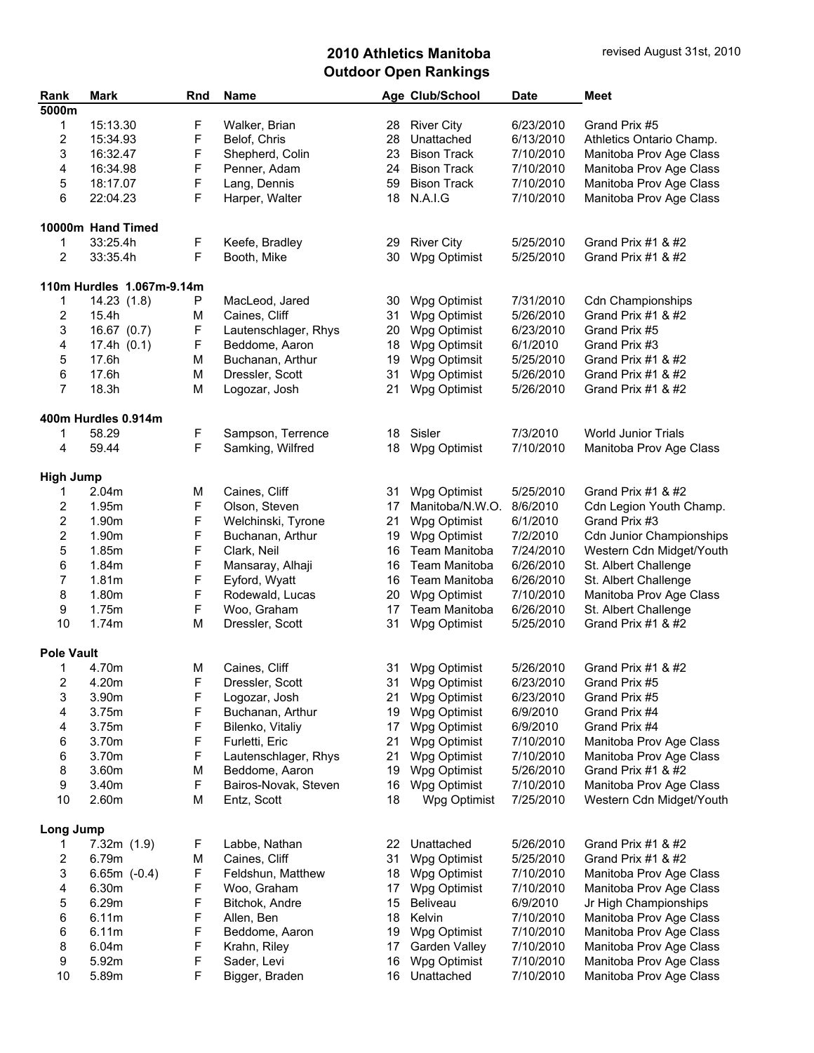# 2010 Athletics Manitoba
## Outdoor Open Rankings

revised August 31st, 2010

| Rank | Mark | Rnd | Name | Age | Club/School | Date | Meet |
|---|---|---|---|---|---|---|---|
| **5000m** | | | | | | | |
| 1 | 15:13.30 | F | Walker, Brian | 28 | River City | 6/23/2010 | Grand Prix #5 |
| 2 | 15:34.93 | F | Belof, Chris | 28 | Unattached | 6/13/2010 | Athletics Ontario Champ. |
| 3 | 16:32.47 | F | Shepherd, Colin | 23 | Bison Track | 7/10/2010 | Manitoba Prov Age Class |
| 4 | 16:34.98 | F | Penner, Adam | 24 | Bison Track | 7/10/2010 | Manitoba Prov Age Class |
| 5 | 18:17.07 | F | Lang, Dennis | 59 | Bison Track | 7/10/2010 | Manitoba Prov Age Class |
| 6 | 22:04.23 | F | Harper, Walter | 18 | N.A.I.G | 7/10/2010 | Manitoba Prov Age Class |
| **10000m Hand Timed** | | | | | | | |
| 1 | 33:25.4h | F | Keefe, Bradley | 29 | River City | 5/25/2010 | Grand Prix #1 & #2 |
| 2 | 33:35.4h | F | Booth, Mike | 30 | Wpg Optimist | 5/25/2010 | Grand Prix #1 & #2 |
| **110m Hurdles 1.067m-9.14m** | | | | | | | |
| 1 | 14.23 (1.8) | P | MacLeod, Jared | 30 | Wpg Optimist | 7/31/2010 | Cdn Championships |
| 2 | 15.4h | M | Caines, Cliff | 31 | Wpg Optimist | 5/26/2010 | Grand Prix #1 & #2 |
| 3 | 16.67 (0.7) | F | Lautenschlager, Rhys | 20 | Wpg Optimist | 6/23/2010 | Grand Prix #5 |
| 4 | 17.4h (0.1) | F | Beddome, Aaron | 18 | Wpg Optimsit | 6/1/2010 | Grand Prix #3 |
| 5 | 17.6h | M | Buchanan, Arthur | 19 | Wpg Optimsit | 5/25/2010 | Grand Prix #1 & #2 |
| 6 | 17.6h | M | Dressler, Scott | 31 | Wpg Optimist | 5/26/2010 | Grand Prix #1 & #2 |
| 7 | 18.3h | M | Logozar, Josh | 21 | Wpg Optimist | 5/26/2010 | Grand Prix #1 & #2 |
| **400m Hurdles 0.914m** | | | | | | | |
| 1 | 58.29 | F | Sampson, Terrence | 18 | Sisler | 7/3/2010 | World Junior Trials |
| 4 | 59.44 | F | Samking, Wilfred | 18 | Wpg Optimist | 7/10/2010 | Manitoba Prov Age Class |
| **High Jump** | | | | | | | |
| 1 | 2.04m | M | Caines, Cliff | 31 | Wpg Optimist | 5/25/2010 | Grand Prix #1 & #2 |
| 2 | 1.95m | F | Olson, Steven | 17 | Manitoba/N.W.O. | 8/6/2010 | Cdn Legion Youth Champ. |
| 2 | 1.90m | F | Welchinski, Tyrone | 21 | Wpg Optimist | 6/1/2010 | Grand Prix #3 |
| 2 | 1.90m | F | Buchanan, Arthur | 19 | Wpg Optimist | 7/2/2010 | Cdn Junior Championships |
| 5 | 1.85m | F | Clark, Neil | 16 | Team Manitoba | 7/24/2010 | Western Cdn Midget/Youth |
| 6 | 1.84m | F | Mansaray, Alhaji | 16 | Team Manitoba | 6/26/2010 | St. Albert Challenge |
| 7 | 1.81m | F | Eyford, Wyatt | 16 | Team Manitoba | 6/26/2010 | St. Albert Challenge |
| 8 | 1.80m | F | Rodewald, Lucas | 20 | Wpg Optimist | 7/10/2010 | Manitoba Prov Age Class |
| 9 | 1.75m | F | Woo, Graham | 17 | Team Manitoba | 6/26/2010 | St. Albert Challenge |
| 10 | 1.74m | M | Dressler, Scott | 31 | Wpg Optimist | 5/25/2010 | Grand Prix #1 & #2 |
| **Pole Vault** | | | | | | | |
| 1 | 4.70m | M | Caines, Cliff | 31 | Wpg Optimist | 5/26/2010 | Grand Prix #1 & #2 |
| 2 | 4.20m | F | Dressler, Scott | 31 | Wpg Optimist | 6/23/2010 | Grand Prix #5 |
| 3 | 3.90m | F | Logozar, Josh | 21 | Wpg Optimist | 6/23/2010 | Grand Prix #5 |
| 4 | 3.75m | F | Buchanan, Arthur | 19 | Wpg Optimist | 6/9/2010 | Grand Prix #4 |
| 4 | 3.75m | F | Bilenko, Vitaliy | 17 | Wpg Optimist | 6/9/2010 | Grand Prix #4 |
| 6 | 3.70m | F | Furletti, Eric | 21 | Wpg Optimist | 7/10/2010 | Manitoba Prov Age Class |
| 6 | 3.70m | F | Lautenschlager, Rhys | 21 | Wpg Optimist | 7/10/2010 | Manitoba Prov Age Class |
| 8 | 3.60m | M | Beddome, Aaron | 19 | Wpg Optimist | 5/26/2010 | Grand Prix #1 & #2 |
| 9 | 3.40m | F | Bairos-Novak, Steven | 16 | Wpg Optimist | 7/10/2010 | Manitoba Prov Age Class |
| 10 | 2.60m | M | Entz, Scott | 18 | Wpg Optimist | 7/25/2010 | Western Cdn Midget/Youth |
| **Long Jump** | | | | | | | |
| 1 | 7.32m (1.9) | F | Labbe, Nathan | 22 | Unattached | 5/26/2010 | Grand Prix #1 & #2 |
| 2 | 6.79m | M | Caines, Cliff | 31 | Wpg Optimist | 5/25/2010 | Grand Prix #1 & #2 |
| 3 | 6.65m (-0.4) | F | Feldshun, Matthew | 18 | Wpg Optimist | 7/10/2010 | Manitoba Prov Age Class |
| 4 | 6.30m | F | Woo, Graham | 17 | Wpg Optimist | 7/10/2010 | Manitoba Prov Age Class |
| 5 | 6.29m | F | Bitchok, Andre | 15 | Beliveau | 6/9/2010 | Jr High Championships |
| 6 | 6.11m | F | Allen, Ben | 18 | Kelvin | 7/10/2010 | Manitoba Prov Age Class |
| 6 | 6.11m | F | Beddome, Aaron | 19 | Wpg Optimist | 7/10/2010 | Manitoba Prov Age Class |
| 8 | 6.04m | F | Krahn, Riley | 17 | Garden Valley | 7/10/2010 | Manitoba Prov Age Class |
| 9 | 5.92m | F | Sader, Levi | 16 | Wpg Optimist | 7/10/2010 | Manitoba Prov Age Class |
| 10 | 5.89m | F | Bigger, Braden | 16 | Unattached | 7/10/2010 | Manitoba Prov Age Class |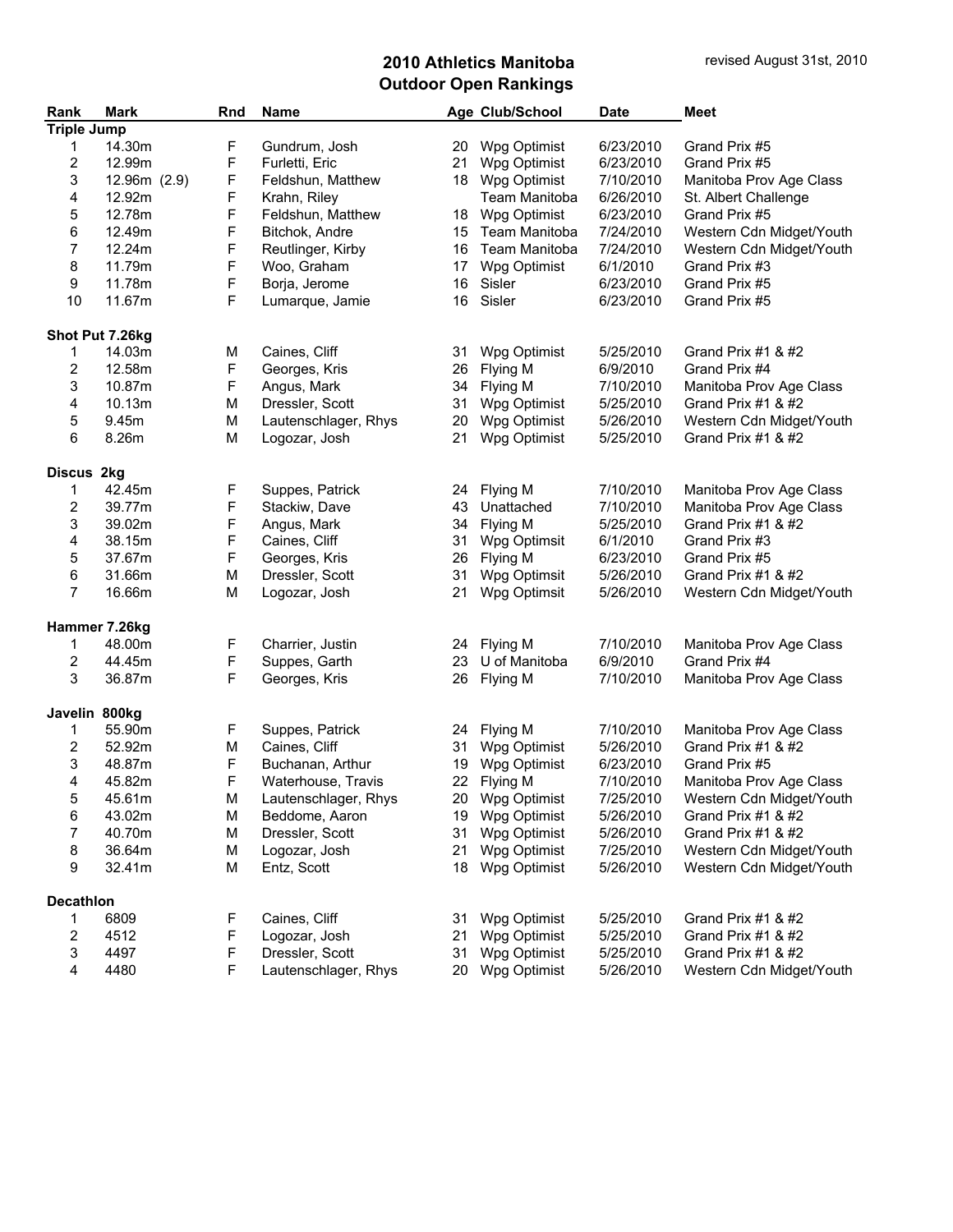# 2010 Athletics Manitoba
## Outdoor Open Rankings

revised August 31st, 2010

| Rank | Mark | Rnd | Name | Age | Club/School | Date | Meet |
|---|---|---|---|---|---|---|---|
| **Triple Jump** | | | | | | | |
| 1 | 14.30m | F | Gundrum, Josh | 20 | Wpg Optimist | 6/23/2010 | Grand Prix #5 |
| 2 | 12.99m | F | Furletti, Eric | 21 | Wpg Optimist | 6/23/2010 | Grand Prix #5 |
| 3 | 12.96m (2.9) | F | Feldshun, Matthew | 18 | Wpg Optimist | 7/10/2010 | Manitoba Prov Age Class |
| 4 | 12.92m | F | Krahn, Riley | | Team Manitoba | 6/26/2010 | St. Albert Challenge |
| 5 | 12.78m | F | Feldshun, Matthew | 18 | Wpg Optimist | 6/23/2010 | Grand Prix #5 |
| 6 | 12.49m | F | Bitchok, Andre | 15 | Team Manitoba | 7/24/2010 | Western Cdn Midget/Youth |
| 7 | 12.24m | F | Reutlinger, Kirby | 16 | Team Manitoba | 7/24/2010 | Western Cdn Midget/Youth |
| 8 | 11.79m | F | Woo, Graham | 17 | Wpg Optimist | 6/1/2010 | Grand Prix #3 |
| 9 | 11.78m | F | Borja, Jerome | 16 | Sisler | 6/23/2010 | Grand Prix #5 |
| 10 | 11.67m | F | Lumarque, Jamie | 16 | Sisler | 6/23/2010 | Grand Prix #5 |
| **Shot Put 7.26kg** | | | | | | | |
| 1 | 14.03m | M | Caines, Cliff | 31 | Wpg Optimist | 5/25/2010 | Grand Prix #1 & #2 |
| 2 | 12.58m | F | Georges, Kris | 26 | Flying M | 6/9/2010 | Grand Prix #4 |
| 3 | 10.87m | F | Angus, Mark | 34 | Flying M | 7/10/2010 | Manitoba Prov Age Class |
| 4 | 10.13m | M | Dressler, Scott | 31 | Wpg Optimist | 5/25/2010 | Grand Prix #1 & #2 |
| 5 | 9.45m | M | Lautenschlager, Rhys | 20 | Wpg Optimist | 5/26/2010 | Western Cdn Midget/Youth |
| 6 | 8.26m | M | Logozar, Josh | 21 | Wpg Optimist | 5/25/2010 | Grand Prix #1 & #2 |
| **Discus 2kg** | | | | | | | |
| 1 | 42.45m | F | Suppes, Patrick | 24 | Flying M | 7/10/2010 | Manitoba Prov Age Class |
| 2 | 39.77m | F | Stackiw, Dave | 43 | Unattached | 7/10/2010 | Manitoba Prov Age Class |
| 3 | 39.02m | F | Angus, Mark | 34 | Flying M | 5/25/2010 | Grand Prix #1 & #2 |
| 4 | 38.15m | F | Caines, Cliff | 31 | Wpg Optimsit | 6/1/2010 | Grand Prix #3 |
| 5 | 37.67m | F | Georges, Kris | 26 | Flying M | 6/23/2010 | Grand Prix #5 |
| 6 | 31.66m | M | Dressler, Scott | 31 | Wpg Optimsit | 5/26/2010 | Grand Prix #1 & #2 |
| 7 | 16.66m | M | Logozar, Josh | 21 | Wpg Optimsit | 5/26/2010 | Western Cdn Midget/Youth |
| **Hammer 7.26kg** | | | | | | | |
| 1 | 48.00m | F | Charrier, Justin | 24 | Flying M | 7/10/2010 | Manitoba Prov Age Class |
| 2 | 44.45m | F | Suppes, Garth | 23 | U of Manitoba | 6/9/2010 | Grand Prix #4 |
| 3 | 36.87m | F | Georges, Kris | 26 | Flying M | 7/10/2010 | Manitoba Prov Age Class |
| **Javelin 800kg** | | | | | | | |
| 1 | 55.90m | F | Suppes, Patrick | 24 | Flying M | 7/10/2010 | Manitoba Prov Age Class |
| 2 | 52.92m | M | Caines, Cliff | 31 | Wpg Optimist | 5/26/2010 | Grand Prix #1 & #2 |
| 3 | 48.87m | F | Buchanan, Arthur | 19 | Wpg Optimist | 6/23/2010 | Grand Prix #5 |
| 4 | 45.82m | F | Waterhouse, Travis | 22 | Flying M | 7/10/2010 | Manitoba Prov Age Class |
| 5 | 45.61m | M | Lautenschlager, Rhys | 20 | Wpg Optimist | 7/25/2010 | Western Cdn Midget/Youth |
| 6 | 43.02m | M | Beddome, Aaron | 19 | Wpg Optimist | 5/26/2010 | Grand Prix #1 & #2 |
| 7 | 40.70m | M | Dressler, Scott | 31 | Wpg Optimist | 5/26/2010 | Grand Prix #1 & #2 |
| 8 | 36.64m | M | Logozar, Josh | 21 | Wpg Optimist | 7/25/2010 | Western Cdn Midget/Youth |
| 9 | 32.41m | M | Entz, Scott | 18 | Wpg Optimist | 5/26/2010 | Western Cdn Midget/Youth |
| **Decathlon** | | | | | | | |
| 1 | 6809 | F | Caines, Cliff | 31 | Wpg Optimist | 5/25/2010 | Grand Prix #1 & #2 |
| 2 | 4512 | F | Logozar, Josh | 21 | Wpg Optimist | 5/25/2010 | Grand Prix #1 & #2 |
| 3 | 4497 | F | Dressler, Scott | 31 | Wpg Optimist | 5/25/2010 | Grand Prix #1 & #2 |
| 4 | 4480 | F | Lautenschlager, Rhys | 20 | Wpg Optimist | 5/26/2010 | Western Cdn Midget/Youth |